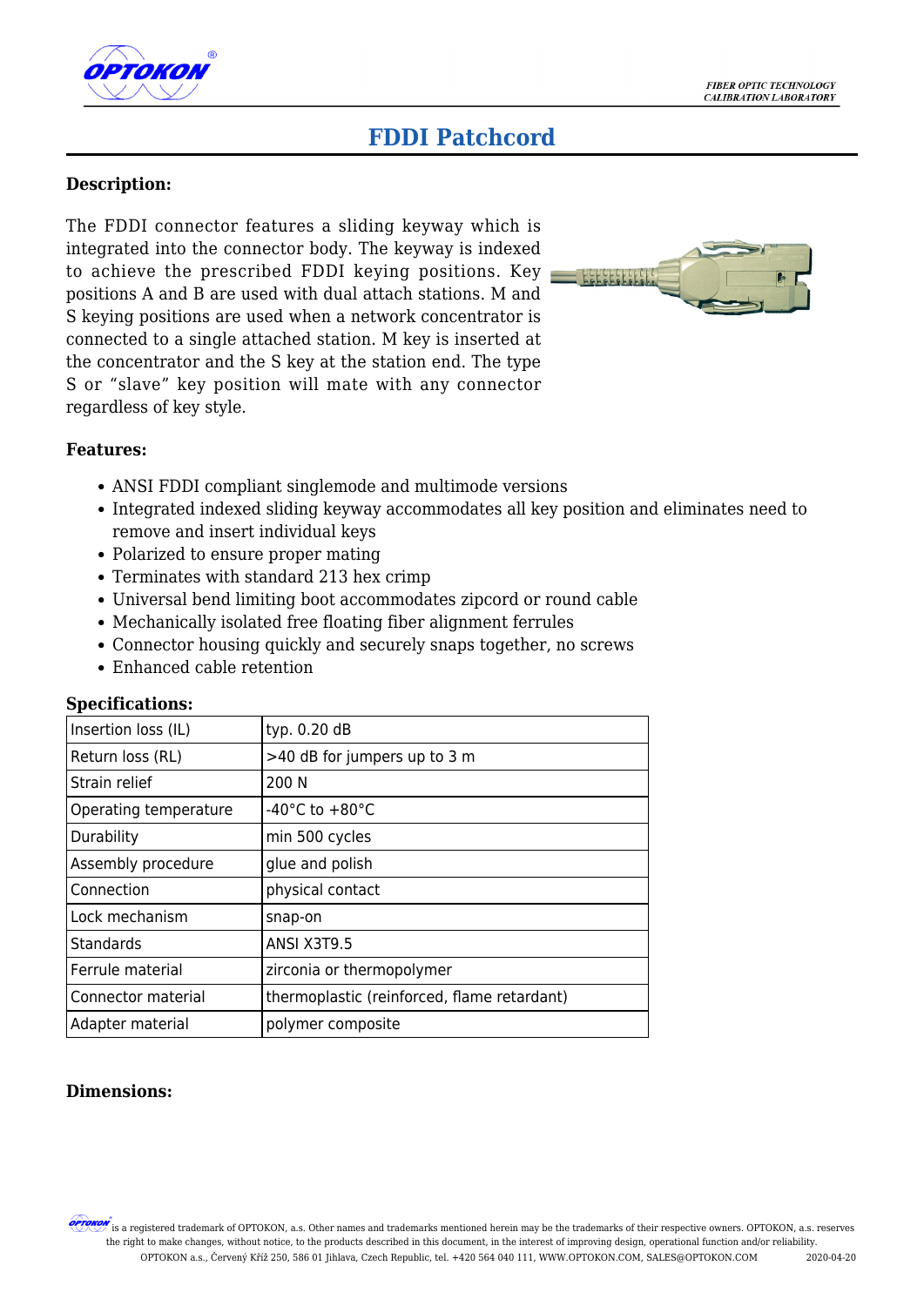# FDDI Patchcord

## Description:

The FDDI connector features a sliding keyway which is integrated into the connector body. The keyway is indexed to achieve the prescribed FDDI keying positions. Key positions A and B are used with dual attach stations. M and S keying positions are used when a network concentrator is connected to a single attached station. M key is inserted at the concentrator and the S key at the station end. The type S or "slave" key position will mate with any connector regardless of key style.

## Features:

- ANSI FDDI compliant singlemode and multimode versions
- Integrated indexed sliding keyway accommodates all key position and eliminates need to remove and insert individual keys
- Polarized to ensure proper mating
- Terminates with standard 213 hex crimp
- Universal bend limiting boot accommodates zipcord or round cable
- Mechanically isolated free floating fiber alignment ferrules
- Connector housing quickly and securely snaps together, no screws
- Enhanced cable retention

## Specifications:

| | |
|---|---|
| Insertion loss (IL) | typ. 0.20 dB |
| Return loss (RL) | >40 dB for jumpers up to 3 m |
| Strain relief | 200 N |
| Operating temperature | -40°C to +80°C |
| Durability | min 500 cycles |
| Assembly procedure | glue and polish |
| Connection | physical contact |
| Lock mechanism | snap-on |
| Standards | ANSI X3T9.5 |
| Ferrule material | zirconia or thermopolymer |
| Connector material | thermoplastic (reinforced, flame retardant) |
| Adapter material | polymer composite |

## Dimensions: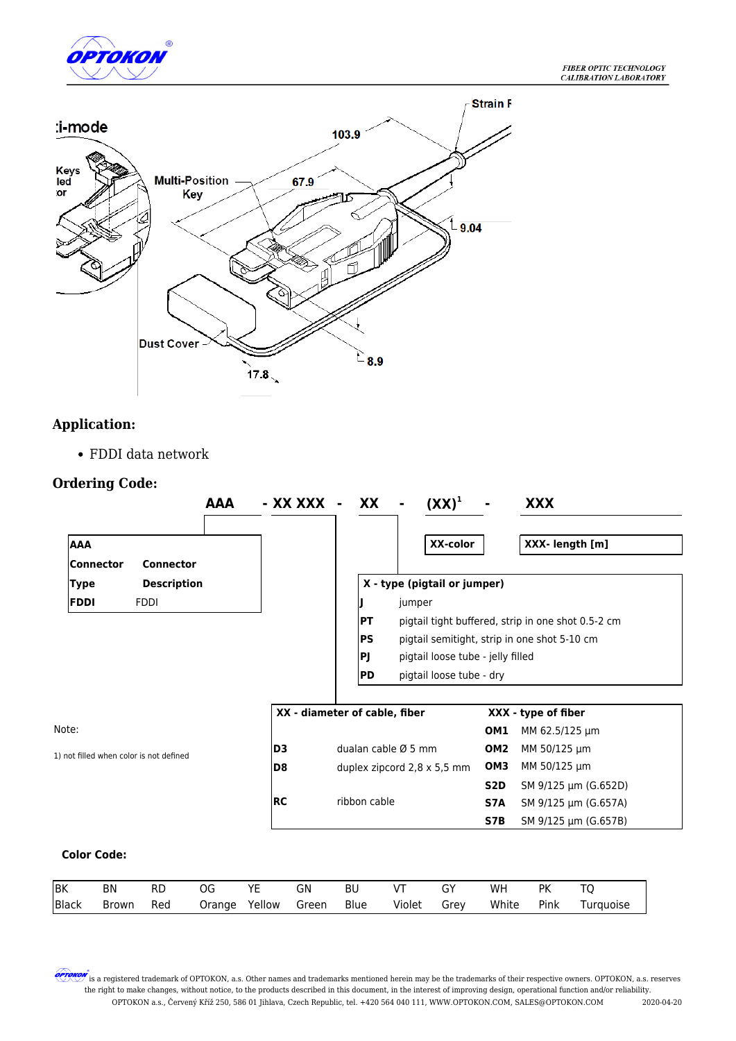:i-mode

Keys
led
or

Multi-Position Key

Dust Cover

Strain F

103.9

67.9

9.04

8.9

17.8

## Application:

- FDDI data network

## Ordering Code:

**AAA - XX XXX - XX - (XX)[1] - XXX**

| AAA | |
|---|---|
| **Connector Type** | **Connector Description** |
| **FDDI** | FDDI |

**XX-color**

**XXX- length [m]**

| X - type (pigtail or jumper) | |
|---|---|
| **J** | jumper |
| **PT** | pigtail tight buffered, strip in one shot 0.5-2 cm |
| **PS** | pigtail semitight, strip in one shot 5-10 cm |
| **PJ** | pigtail loose tube - jelly filled |
| **PD** | pigtail loose tube - dry |

| XX - diameter of cable, fiber | | XXX - type of fiber | |
|---|---|---|---|
| | | **OM1** | MM 62.5/125 µm |
| **D3** | dualan cable Ø 5 mm | **OM2** | MM 50/125 µm |
| **D8** | duplex zipcord 2,8 x 5,5 mm | **OM3** | MM 50/125 µm |
| | | **S2D** | SM 9/125 µm (G.652D) |
| **RC** | ribbon cable | **S7A** | SM 9/125 µm (G.657A) |
| | | **S7B** | SM 9/125 µm (G.657B) |

Note:

1) not filled when color is not defined

**Color Code:**

| BK | BN | RD | OG | YE | GN | BU | VT | GY | WH | PK | TQ |
|---|---|---|---|---|---|---|---|---|---|---|---|
| Black | Brown | Red | Orange | Yellow | Green | Blue | Violet | Grey | White | Pink | Turquoise |

OPTOKON is a registered trademark of OPTOKON, a.s. Other names and trademarks mentioned herein may be the trademarks of their respective owners. OPTOKON, a.s. reserves the right to make changes, without notice, to the products described in this document, in the interest of improving design, operational function and/or reliability.
OPTOKON a.s., Červený Kříž 250, 586 01 Jihlava, Czech Republic, tel. +420 564 040 111, WWW.OPTOKON.COM, SALES@OPTOKON.COM 2020-04-20